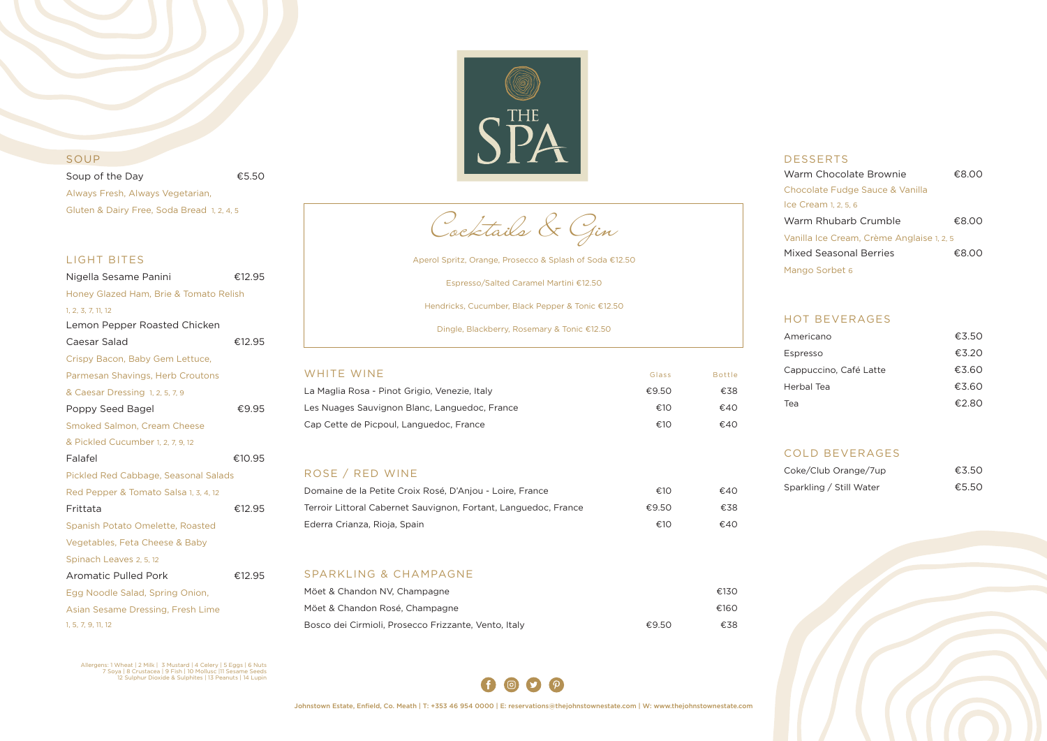# THE SPA

## SOUP

Soup of the Day €5.50
Always Fresh, Always Vegetarian, Gluten & Dairy Free, Soda Bread 1, 2, 4, 5

## LIGHT BITES

Nigella Sesame Panini €12.95
Honey Glazed Ham, Brie & Tomato Relish 1, 2, 3, 7, 11, 12

Lemon Pepper Roasted Chicken Caesar Salad €12.95
Crispy Bacon, Baby Gem Lettuce, Parmesan Shavings, Herb Croutons & Caesar Dressing 1, 2, 5, 7, 9

Poppy Seed Bagel €9.95
Smoked Salmon, Cream Cheese & Pickled Cucumber 1, 2, 7, 9, 12

Falafel €10.95
Pickled Red Cabbage, Seasonal Salads Red Pepper & Tomato Salsa 1, 3, 4, 12

Frittata €12.95
Spanish Potato Omelette, Roasted Vegetables, Feta Cheese & Baby Spinach Leaves 2, 5, 12

Aromatic Pulled Pork €12.95
Egg Noodle Salad, Spring Onion, Asian Sesame Dressing, Fresh Lime 1, 5, 7, 9, 11, 12

Allergens: 1 Wheat | 2 Milk | 3 Mustard | 4 Celery | 5 Eggs | 6 Nuts 7 Soya | 8 Crustacea | 9 Fish | 10 Mollusc |11 Sesame Seeds 12 Sulphur Dioxide & Sulphites | 13 Peanuts | 14 Lupin

## Cocktails & Gin

Aperol Spritz, Orange, Prosecco & Splash of Soda €12.50

Espresso/Salted Caramel Martini €12.50

Hendricks, Cucumber, Black Pepper & Tonic €12.50

Dingle, Blackberry, Rosemary & Tonic €12.50

## WHITE WINE

| | Glass | Bottle |
|---|---|---|
| La Maglia Rosa - Pinot Grigio, Venezie, Italy | €9.50 | €38 |
| Les Nuages Sauvignon Blanc, Languedoc, France | €10 | €40 |
| Cap Cette de Picpoul, Languedoc, France | €10 | €40 |

## ROSE / RED WINE

| | Glass | Bottle |
|---|---|---|
| Domaine de la Petite Croix Rosé, D'Anjou - Loire, France | €10 | €40 |
| Terroir Littoral Cabernet Sauvignon, Fortant, Languedoc, France | €9.50 | €38 |
| Ederra Crianza, Rioja, Spain | €10 | €40 |

## SPARKLING & CHAMPAGNE

| | Glass | Bottle |
|---|---|---|
| Möet & Chandon NV, Champagne | | €130 |
| Möet & Chandon Rosé, Champagne | | €160 |
| Bosco dei Cirmioli, Prosecco Frizzante, Vento, Italy | €9.50 | €38 |

## DESSERTS

Warm Chocolate Brownie €8.00
Chocolate Fudge Sauce & Vanilla Ice Cream 1, 2, 5, 6

Warm Rhubarb Crumble €8.00
Vanilla Ice Cream, Crème Anglaise 1, 2, 5

Mixed Seasonal Berries €8.00
Mango Sorbet 6

## HOT BEVERAGES

| | |
|---|---|
| Americano | €3.50 |
| Espresso | €3.20 |
| Cappuccino, Café Latte | €3.60 |
| Herbal Tea | €3.60 |
| Tea | €2.80 |

## COLD BEVERAGES

| | |
|---|---|
| Coke/Club Orange/7up | €3.50 |
| Sparkling / Still Water | €5.50 |

Johnstown Estate, Enfield, Co. Meath | T: +353 46 954 0000 | E: reservations@thejohnstownestate.com | W: www.thejohnstownestate.com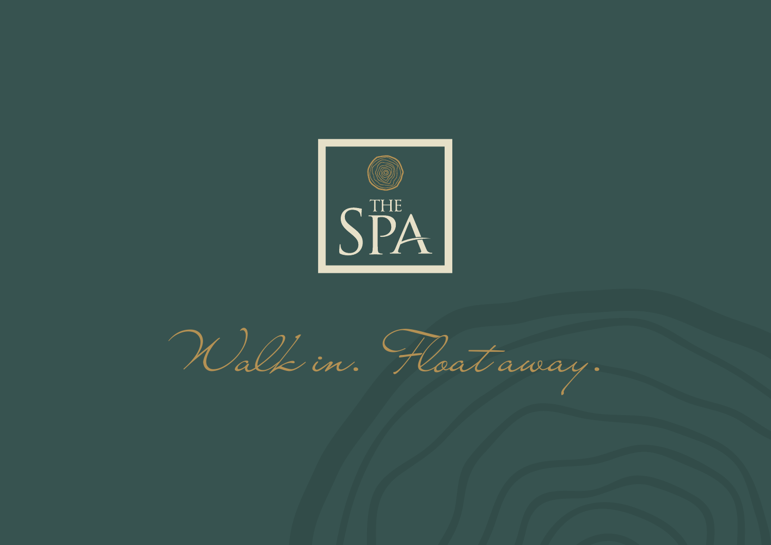THE SPA

*Walk in. Float away.*